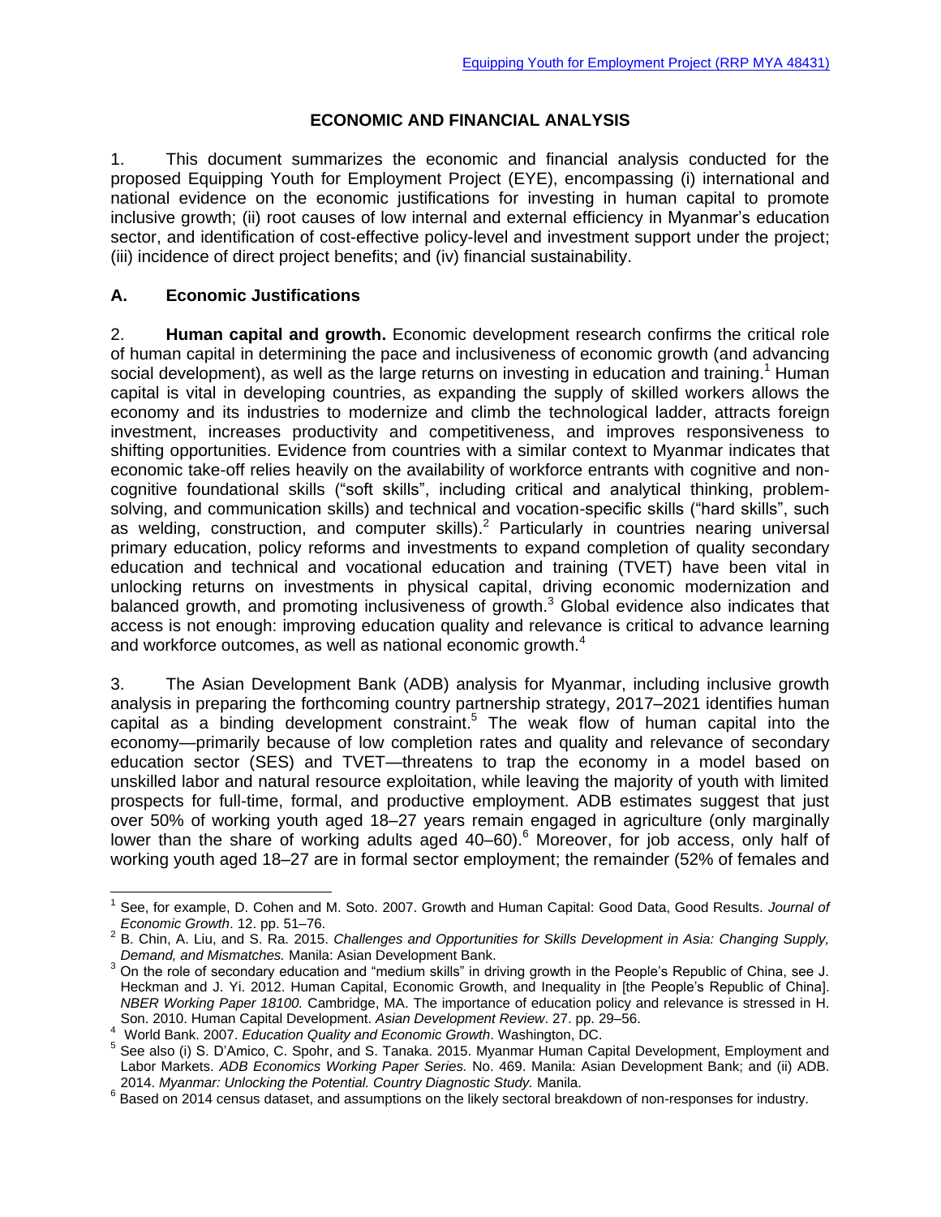# ECONOMIC AND FINANCIAL ANALYSIS

1. This document summarizes the economic and financial analysis conducted for the proposed Equipping Youth for Employment Project (EYE), encompassing (i) international and national evidence on the economic justifications for investing in human capital to promote inclusive growth; (ii) root causes of low internal and external efficiency in Myanmar's education sector, and identification of cost-effective policy-level and investment support under the project; (iii) incidence of direct project benefits; and (iv) financial sustainability.

## A. Economic Justifications

2. **Human capital and growth.** Economic development research confirms the critical role of human capital in determining the pace and inclusiveness of economic growth (and advancing social development), as well as the large returns on investing in education and training.[1] Human capital is vital in developing countries, as expanding the supply of skilled workers allows the economy and its industries to modernize and climb the technological ladder, attracts foreign investment, increases productivity and competitiveness, and improves responsiveness to shifting opportunities. Evidence from countries with a similar context to Myanmar indicates that economic take-off relies heavily on the availability of workforce entrants with cognitive and non-cognitive foundational skills ("soft skills", including critical and analytical thinking, problem-solving, and communication skills) and technical and vocation-specific skills ("hard skills", such as welding, construction, and computer skills).[2] Particularly in countries nearing universal primary education, policy reforms and investments to expand completion of quality secondary education and technical and vocational education and training (TVET) have been vital in unlocking returns on investments in physical capital, driving economic modernization and balanced growth, and promoting inclusiveness of growth.[3] Global evidence also indicates that access is not enough: improving education quality and relevance is critical to advance learning and workforce outcomes, as well as national economic growth.[4]

3. The Asian Development Bank (ADB) analysis for Myanmar, including inclusive growth analysis in preparing the forthcoming country partnership strategy, 2017–2021 identifies human capital as a binding development constraint.[5] The weak flow of human capital into the economy—primarily because of low completion rates and quality and relevance of secondary education sector (SES) and TVET—threatens to trap the economy in a model based on unskilled labor and natural resource exploitation, while leaving the majority of youth with limited prospects for full-time, formal, and productive employment. ADB estimates suggest that just over 50% of working youth aged 18–27 years remain engaged in agriculture (only marginally lower than the share of working adults aged 40–60).[6] Moreover, for job access, only half of working youth aged 18–27 are in formal sector employment; the remainder (52% of females and

---

[1] See, for example, D. Cohen and M. Soto. 2007. Growth and Human Capital: Good Data, Good Results. *Journal of Economic Growth*. 12. pp. 51–76.

[2] B. Chin, A. Liu, and S. Ra. 2015. *Challenges and Opportunities for Skills Development in Asia: Changing Supply, Demand, and Mismatches.* Manila: Asian Development Bank.

[3] On the role of secondary education and "medium skills" in driving growth in the People's Republic of China, see J. Heckman and J. Yi. 2012. Human Capital, Economic Growth, and Inequality in [the People's Republic of China]. *NBER Working Paper 18100.* Cambridge, MA. The importance of education policy and relevance is stressed in H. Son. 2010. Human Capital Development. *Asian Development Review*. 27. pp. 29–56.

[4] World Bank. 2007. *Education Quality and Economic Growth*. Washington, DC.

[5] See also (i) S. D'Amico, C. Spohr, and S. Tanaka. 2015. Myanmar Human Capital Development, Employment and Labor Markets. *ADB Economics Working Paper Series.* No. 469. Manila: Asian Development Bank; and (ii) ADB. 2014. *Myanmar: Unlocking the Potential. Country Diagnostic Study.* Manila.

[6] Based on 2014 census dataset, and assumptions on the likely sectoral breakdown of non-responses for industry.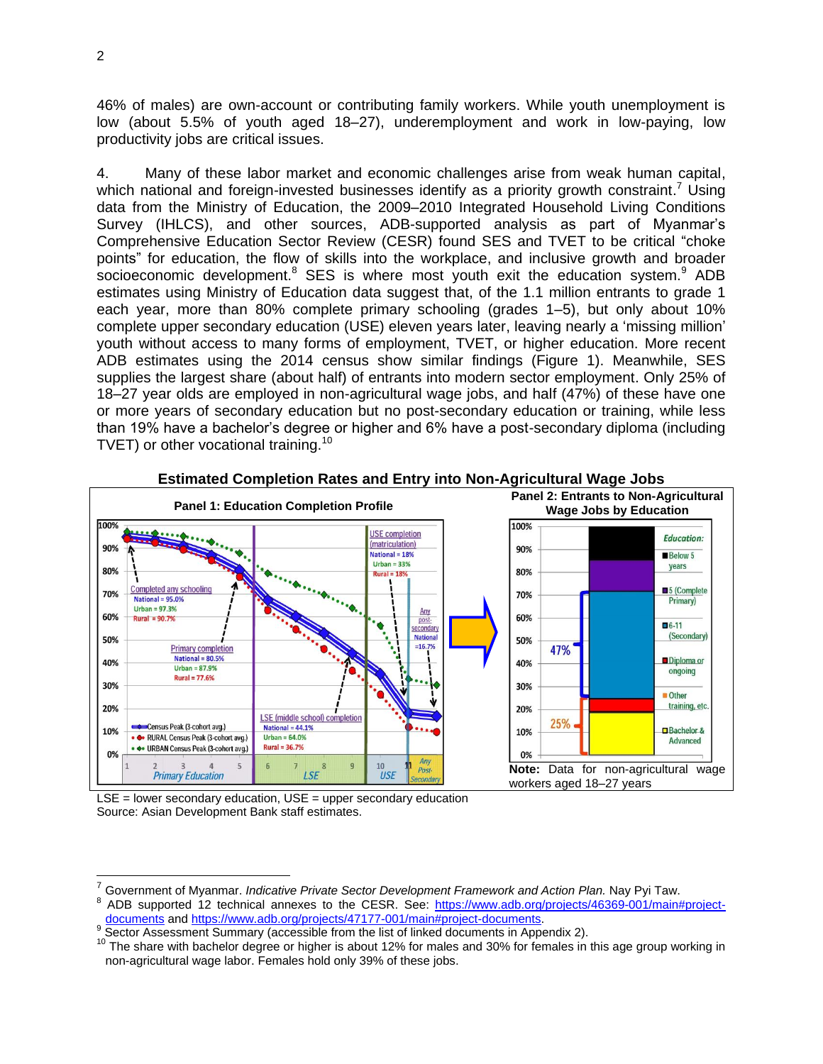46% of males) are own-account or contributing family workers. While youth unemployment is low (about 5.5% of youth aged 18–27), underemployment and work in low-paying, low productivity jobs are critical issues.

4. Many of these labor market and economic challenges arise from weak human capital, which national and foreign-invested businesses identify as a priority growth constraint.[7] Using data from the Ministry of Education, the 2009–2010 Integrated Household Living Conditions Survey (IHLCS), and other sources, ADB-supported analysis as part of Myanmar's Comprehensive Education Sector Review (CESR) found SES and TVET to be critical "choke points" for education, the flow of skills into the workplace, and inclusive growth and broader socioeconomic development.[8] SES is where most youth exit the education system.[9] ADB estimates using Ministry of Education data suggest that, of the 1.1 million entrants to grade 1 each year, more than 80% complete primary schooling (grades 1–5), but only about 10% complete upper secondary education (USE) eleven years later, leaving nearly a 'missing million' youth without access to many forms of employment, TVET, or higher education. More recent ADB estimates using the 2014 census show similar findings (Figure 1). Meanwhile, SES supplies the largest share (about half) of entrants into modern sector employment. Only 25% of 18–27 year olds are employed in non-agricultural wage jobs, and half (47%) of these have one or more years of secondary education but no post-secondary education or training, while less than 19% have a bachelor's degree or higher and 6% have a post-secondary diploma (including TVET) or other vocational training.[10]

**Estimated Completion Rates and Entry into Non-Agricultural Wage Jobs**

**Panel 1: Education Completion Profile**

- Completed any schooling: National = 95.0%, Urban = 97.3%, Rural = 90.7%
- Primary completion: National = 80.5%, Urban = 87.9%, Rural = 77.6%
- LSE (middle school) completion: National = 44.1%, Urban = 64.0%, Rural = 36.7%
- USE completion (matriculation): National = 18%, Urban = 33%, Rural = 18%
- Any post-secondary: National = 16.7%

Legend: Census Peak (3-cohort avg.); RURAL Census Peak (3-cohort avg.); URBAN Census Peak (3-cohort avg.)

Grades: 1–5 Primary Education; 6–9 LSE; 10–11 USE; Any Post-Secondary

**Panel 2: Entrants to Non-Agricultural Wage Jobs by Education**

Education: Below 5 years; 5 (Complete Primary); 6-11 (Secondary) — 47%; Diploma or ongoing; Other training, etc.; Bachelor & Advanced — 25%

**Note:** Data for non-agricultural wage workers aged 18–27 years

LSE = lower secondary education, USE = upper secondary education
Source: Asian Development Bank staff estimates.

---

[7] Government of Myanmar. *Indicative Private Sector Development Framework and Action Plan.* Nay Pyi Taw.

[8] ADB supported 12 technical annexes to the CESR. See: https://www.adb.org/projects/46369-001/main#project-documents and https://www.adb.org/projects/47177-001/main#project-documents.

[9] Sector Assessment Summary (accessible from the list of linked documents in Appendix 2).

[10] The share with bachelor degree or higher is about 12% for males and 30% for females in this age group working in non-agricultural wage labor. Females hold only 39% of these jobs.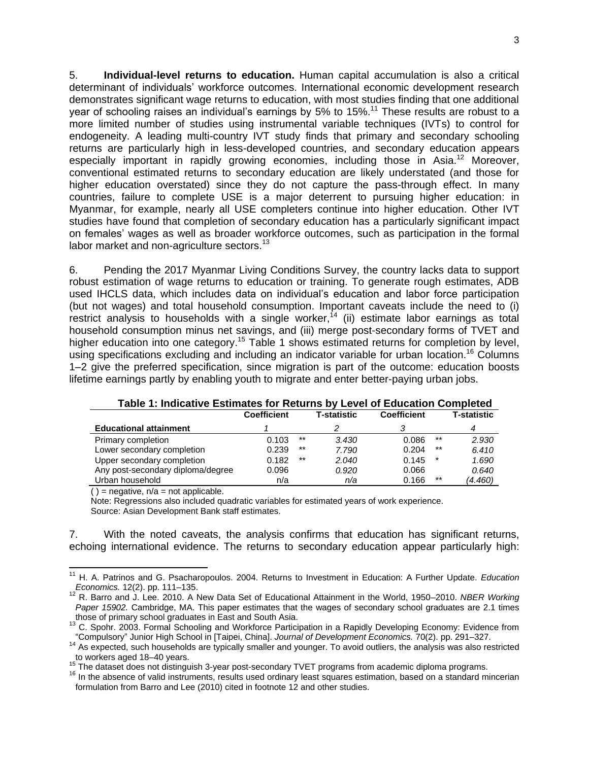5. **Individual-level returns to education.** Human capital accumulation is also a critical determinant of individuals' workforce outcomes. International economic development research demonstrates significant wage returns to education, with most studies finding that one additional year of schooling raises an individual's earnings by 5% to 15%.[11] These results are robust to a more limited number of studies using instrumental variable techniques (IVTs) to control for endogeneity. A leading multi-country IVT study finds that primary and secondary schooling returns are particularly high in less-developed countries, and secondary education appears especially important in rapidly growing economies, including those in Asia.[12] Moreover, conventional estimated returns to secondary education are likely understated (and those for higher education overstated) since they do not capture the pass-through effect. In many countries, failure to complete USE is a major deterrent to pursuing higher education: in Myanmar, for example, nearly all USE completers continue into higher education. Other IVT studies have found that completion of secondary education has a particularly significant impact on females' wages as well as broader workforce outcomes, such as participation in the formal labor market and non-agriculture sectors.[13]

6. Pending the 2017 Myanmar Living Conditions Survey, the country lacks data to support robust estimation of wage returns to education or training. To generate rough estimates, ADB used IHCLS data, which includes data on individual's education and labor force participation (but not wages) and total household consumption. Important caveats include the need to (i) restrict analysis to households with a single worker,[14] (ii) estimate labor earnings as total household consumption minus net savings, and (iii) merge post-secondary forms of TVET and higher education into one category.[15] Table 1 shows estimated returns for completion by level, using specifications excluding and including an indicator variable for urban location.[16] Columns 1–2 give the preferred specification, since migration is part of the outcome: education boosts lifetime earnings partly by enabling youth to migrate and enter better-paying urban jobs.

**Table 1: Indicative Estimates for Returns by Level of Education Completed**

| | Coefficient | | T-statistic | Coefficient | | T-statistic |
|---|---|---|---|---|---|---|
| **Educational attainment** | *1* | | *2* | *3* | | *4* |
| Primary completion | 0.103 | ** | *3.430* | 0.086 | ** | *2.930* |
| Lower secondary completion | 0.239 | ** | *7.790* | 0.204 | ** | *6.410* |
| Upper secondary completion | 0.182 | ** | *2.040* | 0.145 | * | *1.690* |
| Any post-secondary diploma/degree | 0.096 | | *0.920* | 0.066 | | *0.640* |
| Urban household | n/a | | *n/a* | 0.166 | ** | *(4.460)* |

( ) = negative, n/a = not applicable.

Note: Regressions also included quadratic variables for estimated years of work experience.

Source: Asian Development Bank staff estimates.

7. With the noted caveats, the analysis confirms that education has significant returns, echoing international evidence. The returns to secondary education appear particularly high:

---

[11] H. A. Patrinos and G. Psacharopoulos. 2004. Returns to Investment in Education: A Further Update. *Education Economics.* 12(2). pp. 111–135.

[12] R. Barro and J. Lee. 2010. A New Data Set of Educational Attainment in the World, 1950–2010. *NBER Working Paper 15902.* Cambridge, MA. This paper estimates that the wages of secondary school graduates are 2.1 times those of primary school graduates in East and South Asia.

[13] C. Spohr. 2003. Formal Schooling and Workforce Participation in a Rapidly Developing Economy: Evidence from "Compulsory" Junior High School in [Taipei, China]. *Journal of Development Economics.* 70(2). pp. 291–327.

[14] As expected, such households are typically smaller and younger. To avoid outliers, the analysis was also restricted to workers aged 18–40 years.

[15] The dataset does not distinguish 3-year post-secondary TVET programs from academic diploma programs.

[16] In the absence of valid instruments, results used ordinary least squares estimation, based on a standard mincerian formulation from Barro and Lee (2010) cited in footnote 12 and other studies.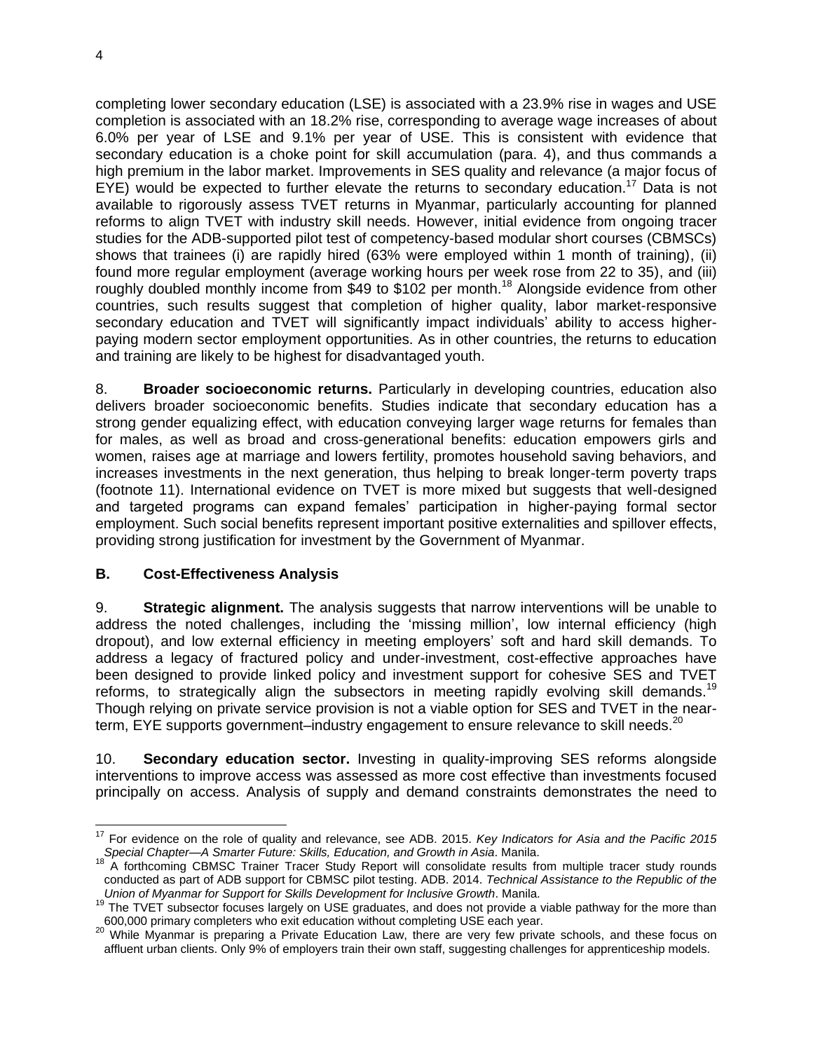completing lower secondary education (LSE) is associated with a 23.9% rise in wages and USE completion is associated with an 18.2% rise, corresponding to average wage increases of about 6.0% per year of LSE and 9.1% per year of USE. This is consistent with evidence that secondary education is a choke point for skill accumulation (para. 4), and thus commands a high premium in the labor market. Improvements in SES quality and relevance (a major focus of EYE) would be expected to further elevate the returns to secondary education.[17] Data is not available to rigorously assess TVET returns in Myanmar, particularly accounting for planned reforms to align TVET with industry skill needs. However, initial evidence from ongoing tracer studies for the ADB-supported pilot test of competency-based modular short courses (CBMSCs) shows that trainees (i) are rapidly hired (63% were employed within 1 month of training), (ii) found more regular employment (average working hours per week rose from 22 to 35), and (iii) roughly doubled monthly income from $49 to $102 per month.[18] Alongside evidence from other countries, such results suggest that completion of higher quality, labor market-responsive secondary education and TVET will significantly impact individuals' ability to access higher-paying modern sector employment opportunities. As in other countries, the returns to education and training are likely to be highest for disadvantaged youth.

8. **Broader socioeconomic returns.** Particularly in developing countries, education also delivers broader socioeconomic benefits. Studies indicate that secondary education has a strong gender equalizing effect, with education conveying larger wage returns for females than for males, as well as broad and cross-generational benefits: education empowers girls and women, raises age at marriage and lowers fertility, promotes household saving behaviors, and increases investments in the next generation, thus helping to break longer-term poverty traps (footnote 11). International evidence on TVET is more mixed but suggests that well-designed and targeted programs can expand females' participation in higher-paying formal sector employment. Such social benefits represent important positive externalities and spillover effects, providing strong justification for investment by the Government of Myanmar.

## B. Cost-Effectiveness Analysis

9. **Strategic alignment.** The analysis suggests that narrow interventions will be unable to address the noted challenges, including the 'missing million', low internal efficiency (high dropout), and low external efficiency in meeting employers' soft and hard skill demands. To address a legacy of fractured policy and under-investment, cost-effective approaches have been designed to provide linked policy and investment support for cohesive SES and TVET reforms, to strategically align the subsectors in meeting rapidly evolving skill demands.[19] Though relying on private service provision is not a viable option for SES and TVET in the near-term, EYE supports government–industry engagement to ensure relevance to skill needs.[20]

10. **Secondary education sector.** Investing in quality-improving SES reforms alongside interventions to improve access was assessed as more cost effective than investments focused principally on access. Analysis of supply and demand constraints demonstrates the need to

---

[17] For evidence on the role of quality and relevance, see ADB. 2015. *Key Indicators for Asia and the Pacific 2015 Special Chapter—A Smarter Future: Skills, Education, and Growth in Asia*. Manila.

[18] A forthcoming CBMSC Trainer Tracer Study Report will consolidate results from multiple tracer study rounds conducted as part of ADB support for CBMSC pilot testing. ADB. 2014. *Technical Assistance to the Republic of the Union of Myanmar for Support for Skills Development for Inclusive Growth*. Manila.

[19] The TVET subsector focuses largely on USE graduates, and does not provide a viable pathway for the more than 600,000 primary completers who exit education without completing USE each year.

[20] While Myanmar is preparing a Private Education Law, there are very few private schools, and these focus on affluent urban clients. Only 9% of employers train their own staff, suggesting challenges for apprenticeship models.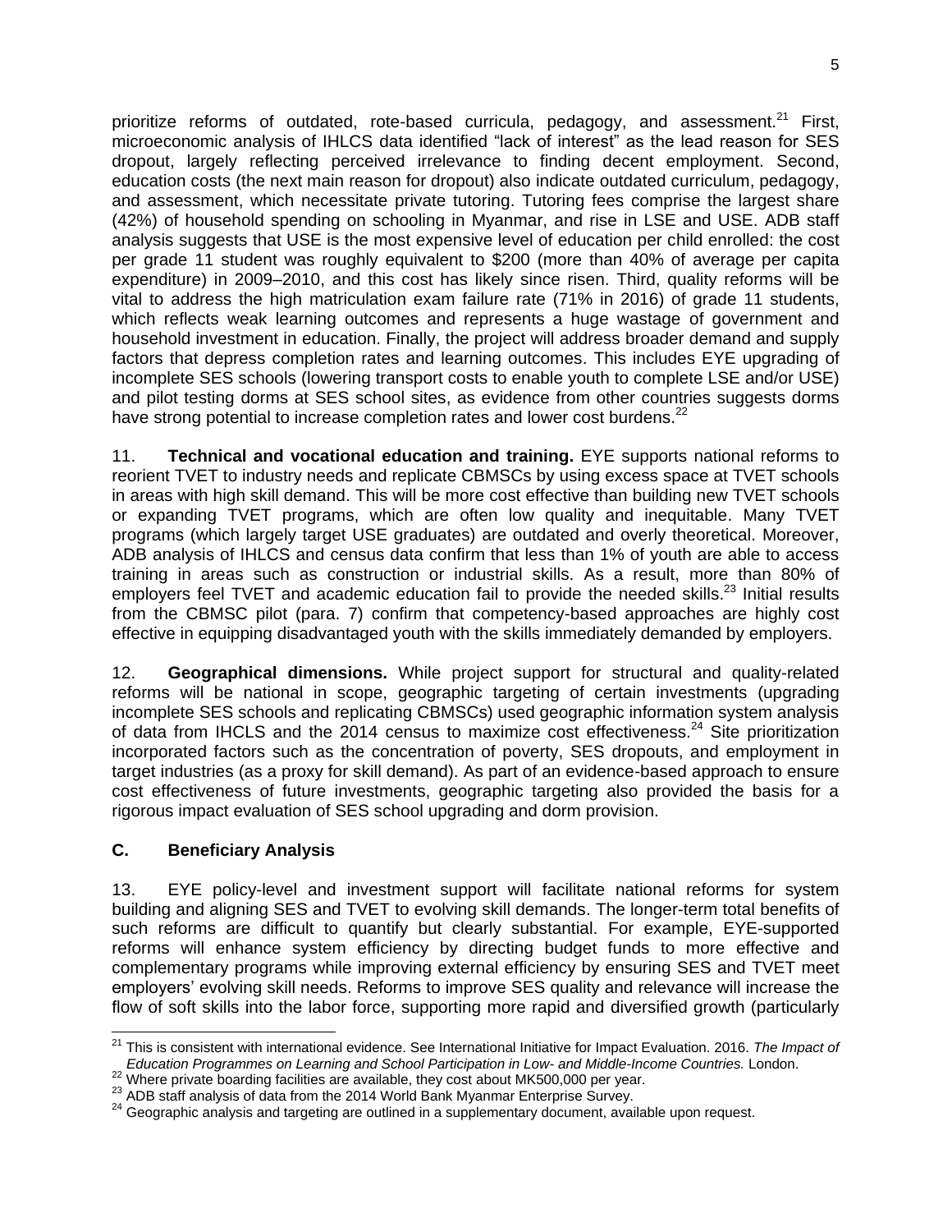prioritize reforms of outdated, rote-based curricula, pedagogy, and assessment.[21] First, microeconomic analysis of IHLCS data identified "lack of interest" as the lead reason for SES dropout, largely reflecting perceived irrelevance to finding decent employment. Second, education costs (the next main reason for dropout) also indicate outdated curriculum, pedagogy, and assessment, which necessitate private tutoring. Tutoring fees comprise the largest share (42%) of household spending on schooling in Myanmar, and rise in LSE and USE. ADB staff analysis suggests that USE is the most expensive level of education per child enrolled: the cost per grade 11 student was roughly equivalent to $200 (more than 40% of average per capita expenditure) in 2009–2010, and this cost has likely since risen. Third, quality reforms will be vital to address the high matriculation exam failure rate (71% in 2016) of grade 11 students, which reflects weak learning outcomes and represents a huge wastage of government and household investment in education. Finally, the project will address broader demand and supply factors that depress completion rates and learning outcomes. This includes EYE upgrading of incomplete SES schools (lowering transport costs to enable youth to complete LSE and/or USE) and pilot testing dorms at SES school sites, as evidence from other countries suggests dorms have strong potential to increase completion rates and lower cost burdens.[22]

11. **Technical and vocational education and training.** EYE supports national reforms to reorient TVET to industry needs and replicate CBMSCs by using excess space at TVET schools in areas with high skill demand. This will be more cost effective than building new TVET schools or expanding TVET programs, which are often low quality and inequitable. Many TVET programs (which largely target USE graduates) are outdated and overly theoretical. Moreover, ADB analysis of IHLCS and census data confirm that less than 1% of youth are able to access training in areas such as construction or industrial skills. As a result, more than 80% of employers feel TVET and academic education fail to provide the needed skills.[23] Initial results from the CBMSC pilot (para. 7) confirm that competency-based approaches are highly cost effective in equipping disadvantaged youth with the skills immediately demanded by employers.

12. **Geographical dimensions.** While project support for structural and quality-related reforms will be national in scope, geographic targeting of certain investments (upgrading incomplete SES schools and replicating CBMSCs) used geographic information system analysis of data from IHCLS and the 2014 census to maximize cost effectiveness.[24] Site prioritization incorporated factors such as the concentration of poverty, SES dropouts, and employment in target industries (as a proxy for skill demand). As part of an evidence-based approach to ensure cost effectiveness of future investments, geographic targeting also provided the basis for a rigorous impact evaluation of SES school upgrading and dorm provision.

### C. Beneficiary Analysis

13. EYE policy-level and investment support will facilitate national reforms for system building and aligning SES and TVET to evolving skill demands. The longer-term total benefits of such reforms are difficult to quantify but clearly substantial. For example, EYE-supported reforms will enhance system efficiency by directing budget funds to more effective and complementary programs while improving external efficiency by ensuring SES and TVET meet employers' evolving skill needs. Reforms to improve SES quality and relevance will increase the flow of soft skills into the labor force, supporting more rapid and diversified growth (particularly

---

[21] This is consistent with international evidence. See International Initiative for Impact Evaluation. 2016. *The Impact of Education Programmes on Learning and School Participation in Low- and Middle-Income Countries.* London.

[22] Where private boarding facilities are available, they cost about MK500,000 per year.

[23] ADB staff analysis of data from the 2014 World Bank Myanmar Enterprise Survey.

[24] Geographic analysis and targeting are outlined in a supplementary document, available upon request.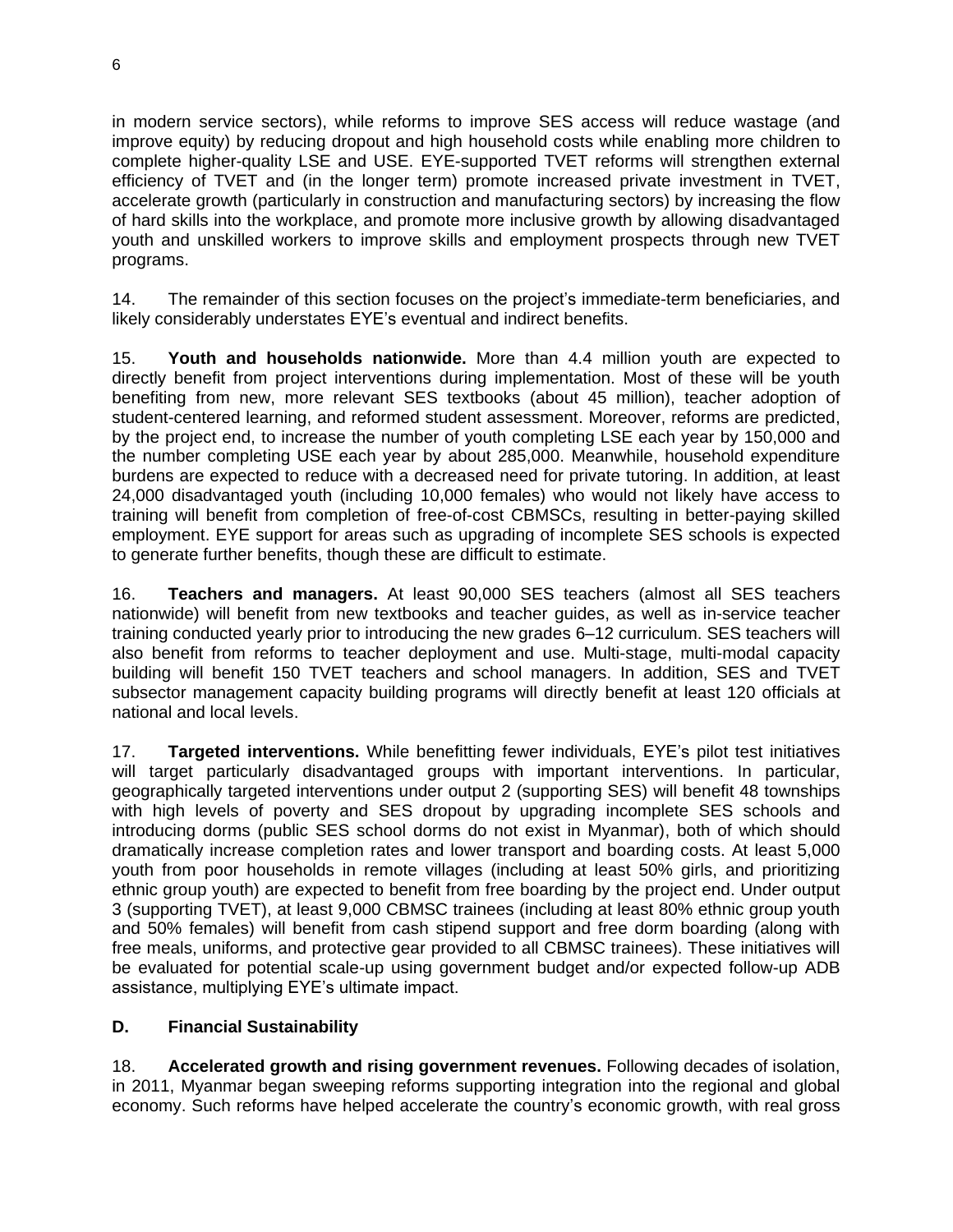in modern service sectors), while reforms to improve SES access will reduce wastage (and improve equity) by reducing dropout and high household costs while enabling more children to complete higher-quality LSE and USE. EYE-supported TVET reforms will strengthen external efficiency of TVET and (in the longer term) promote increased private investment in TVET, accelerate growth (particularly in construction and manufacturing sectors) by increasing the flow of hard skills into the workplace, and promote more inclusive growth by allowing disadvantaged youth and unskilled workers to improve skills and employment prospects through new TVET programs.

14. The remainder of this section focuses on the project's immediate-term beneficiaries, and likely considerably understates EYE's eventual and indirect benefits.

15. **Youth and households nationwide.** More than 4.4 million youth are expected to directly benefit from project interventions during implementation. Most of these will be youth benefiting from new, more relevant SES textbooks (about 45 million), teacher adoption of student-centered learning, and reformed student assessment. Moreover, reforms are predicted, by the project end, to increase the number of youth completing LSE each year by 150,000 and the number completing USE each year by about 285,000. Meanwhile, household expenditure burdens are expected to reduce with a decreased need for private tutoring. In addition, at least 24,000 disadvantaged youth (including 10,000 females) who would not likely have access to training will benefit from completion of free-of-cost CBMSCs, resulting in better-paying skilled employment. EYE support for areas such as upgrading of incomplete SES schools is expected to generate further benefits, though these are difficult to estimate.

16. **Teachers and managers.** At least 90,000 SES teachers (almost all SES teachers nationwide) will benefit from new textbooks and teacher guides, as well as in-service teacher training conducted yearly prior to introducing the new grades 6–12 curriculum. SES teachers will also benefit from reforms to teacher deployment and use. Multi-stage, multi-modal capacity building will benefit 150 TVET teachers and school managers. In addition, SES and TVET subsector management capacity building programs will directly benefit at least 120 officials at national and local levels.

17. **Targeted interventions.** While benefitting fewer individuals, EYE's pilot test initiatives will target particularly disadvantaged groups with important interventions. In particular, geographically targeted interventions under output 2 (supporting SES) will benefit 48 townships with high levels of poverty and SES dropout by upgrading incomplete SES schools and introducing dorms (public SES school dorms do not exist in Myanmar), both of which should dramatically increase completion rates and lower transport and boarding costs. At least 5,000 youth from poor households in remote villages (including at least 50% girls, and prioritizing ethnic group youth) are expected to benefit from free boarding by the project end. Under output 3 (supporting TVET), at least 9,000 CBMSC trainees (including at least 80% ethnic group youth and 50% females) will benefit from cash stipend support and free dorm boarding (along with free meals, uniforms, and protective gear provided to all CBMSC trainees). These initiatives will be evaluated for potential scale-up using government budget and/or expected follow-up ADB assistance, multiplying EYE's ultimate impact.

## D. Financial Sustainability

18. **Accelerated growth and rising government revenues.** Following decades of isolation, in 2011, Myanmar began sweeping reforms supporting integration into the regional and global economy. Such reforms have helped accelerate the country's economic growth, with real gross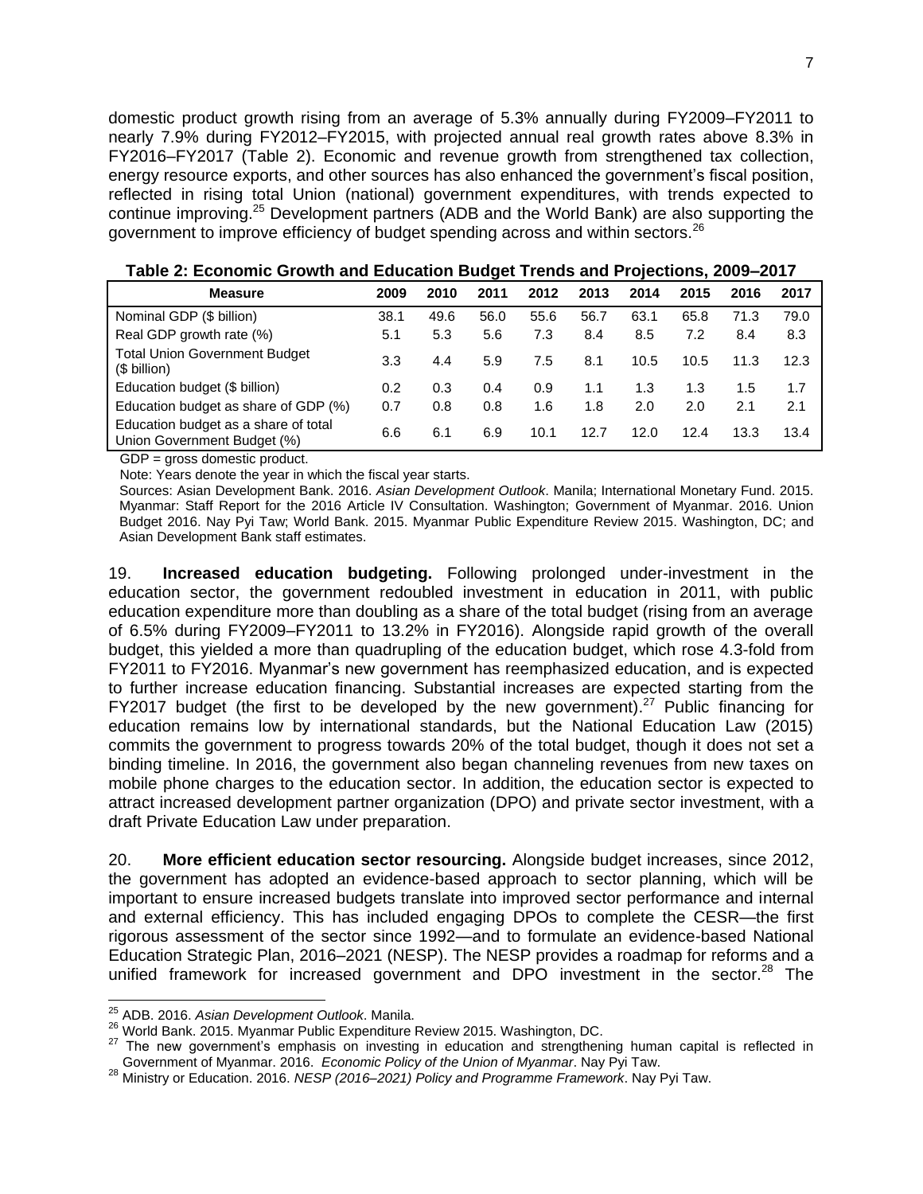domestic product growth rising from an average of 5.3% annually during FY2009–FY2011 to nearly 7.9% during FY2012–FY2015, with projected annual real growth rates above 8.3% in FY2016–FY2017 (Table 2). Economic and revenue growth from strengthened tax collection, energy resource exports, and other sources has also enhanced the government's fiscal position, reflected in rising total Union (national) government expenditures, with trends expected to continue improving.[25] Development partners (ADB and the World Bank) are also supporting the government to improve efficiency of budget spending across and within sectors.[26]

**Table 2: Economic Growth and Education Budget Trends and Projections, 2009–2017**

| Measure | 2009 | 2010 | 2011 | 2012 | 2013 | 2014 | 2015 | 2016 | 2017 |
|---|---|---|---|---|---|---|---|---|---|
| Nominal GDP ($ billion) | 38.1 | 49.6 | 56.0 | 55.6 | 56.7 | 63.1 | 65.8 | 71.3 | 79.0 |
| Real GDP growth rate (%) | 5.1 | 5.3 | 5.6 | 7.3 | 8.4 | 8.5 | 7.2 | 8.4 | 8.3 |
| Total Union Government Budget ($ billion) | 3.3 | 4.4 | 5.9 | 7.5 | 8.1 | 10.5 | 10.5 | 11.3 | 12.3 |
| Education budget ($ billion) | 0.2 | 0.3 | 0.4 | 0.9 | 1.1 | 1.3 | 1.3 | 1.5 | 1.7 |
| Education budget as share of GDP (%) | 0.7 | 0.8 | 0.8 | 1.6 | 1.8 | 2.0 | 2.0 | 2.1 | 2.1 |
| Education budget as a share of total Union Government Budget (%) | 6.6 | 6.1 | 6.9 | 10.1 | 12.7 | 12.0 | 12.4 | 13.3 | 13.4 |

GDP = gross domestic product.

Note: Years denote the year in which the fiscal year starts.

Sources: Asian Development Bank. 2016. *Asian Development Outlook*. Manila; International Monetary Fund. 2015. Myanmar: Staff Report for the 2016 Article IV Consultation. Washington; Government of Myanmar. 2016. Union Budget 2016. Nay Pyi Taw; World Bank. 2015. Myanmar Public Expenditure Review 2015. Washington, DC; and Asian Development Bank staff estimates.

19. **Increased education budgeting.** Following prolonged under-investment in the education sector, the government redoubled investment in education in 2011, with public education expenditure more than doubling as a share of the total budget (rising from an average of 6.5% during FY2009–FY2011 to 13.2% in FY2016). Alongside rapid growth of the overall budget, this yielded a more than quadrupling of the education budget, which rose 4.3-fold from FY2011 to FY2016. Myanmar's new government has reemphasized education, and is expected to further increase education financing. Substantial increases are expected starting from the FY2017 budget (the first to be developed by the new government).[27] Public financing for education remains low by international standards, but the National Education Law (2015) commits the government to progress towards 20% of the total budget, though it does not set a binding timeline. In 2016, the government also began channeling revenues from new taxes on mobile phone charges to the education sector. In addition, the education sector is expected to attract increased development partner organization (DPO) and private sector investment, with a draft Private Education Law under preparation.

20. **More efficient education sector resourcing.** Alongside budget increases, since 2012, the government has adopted an evidence-based approach to sector planning, which will be important to ensure increased budgets translate into improved sector performance and internal and external efficiency. This has included engaging DPOs to complete the CESR—the first rigorous assessment of the sector since 1992—and to formulate an evidence-based National Education Strategic Plan, 2016–2021 (NESP). The NESP provides a roadmap for reforms and a unified framework for increased government and DPO investment in the sector.[28] The

[25] ADB. 2016. *Asian Development Outlook*. Manila.

[26] World Bank. 2015. Myanmar Public Expenditure Review 2015. Washington, DC.

[27] The new government's emphasis on investing in education and strengthening human capital is reflected in Government of Myanmar. 2016. *Economic Policy of the Union of Myanmar*. Nay Pyi Taw.

[28] Ministry or Education. 2016. *NESP (2016–2021) Policy and Programme Framework*. Nay Pyi Taw.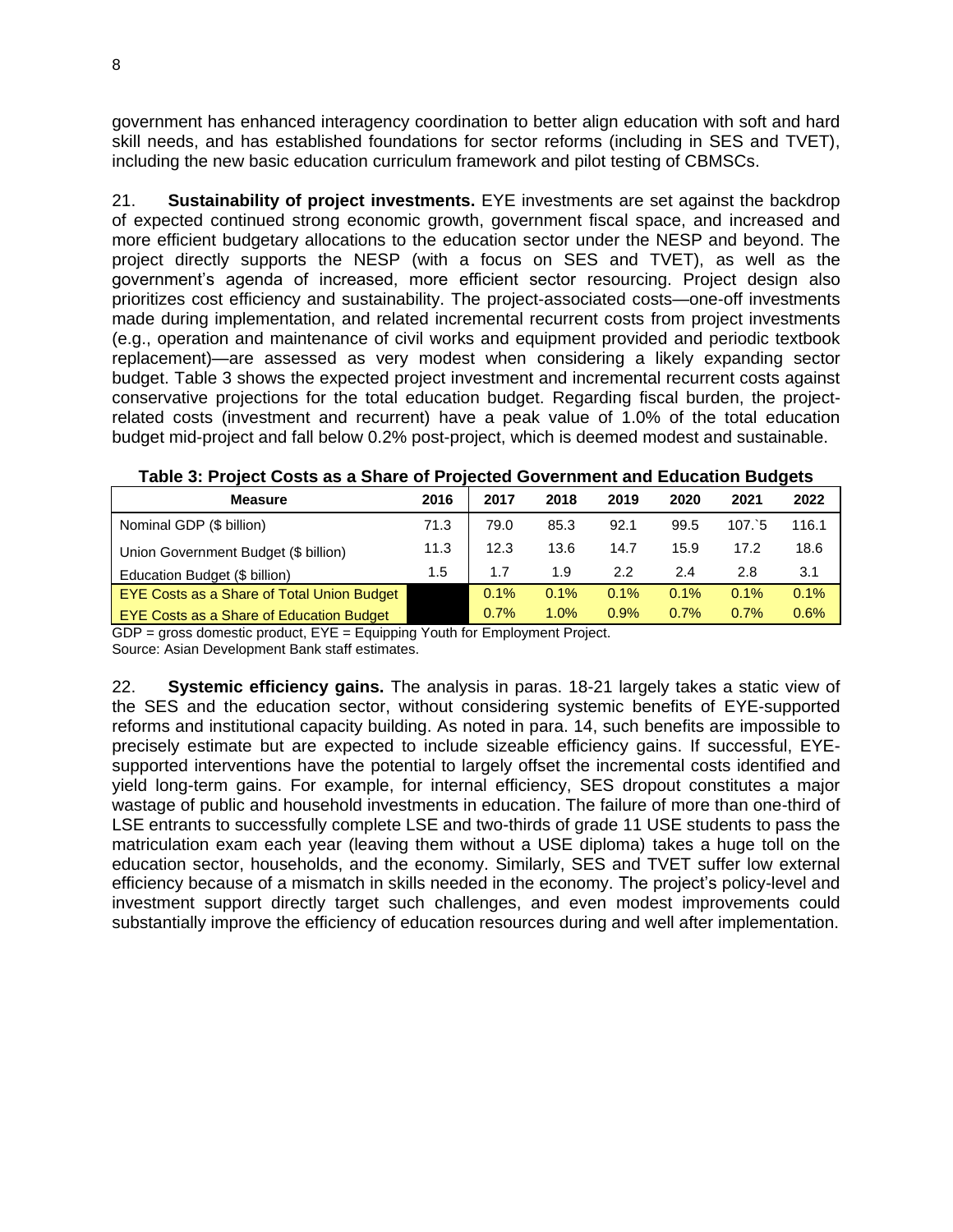government has enhanced interagency coordination to better align education with soft and hard skill needs, and has established foundations for sector reforms (including in SES and TVET), including the new basic education curriculum framework and pilot testing of CBMSCs.

21. **Sustainability of project investments.** EYE investments are set against the backdrop of expected continued strong economic growth, government fiscal space, and increased and more efficient budgetary allocations to the education sector under the NESP and beyond. The project directly supports the NESP (with a focus on SES and TVET), as well as the government's agenda of increased, more efficient sector resourcing. Project design also prioritizes cost efficiency and sustainability. The project-associated costs—one-off investments made during implementation, and related incremental recurrent costs from project investments (e.g., operation and maintenance of civil works and equipment provided and periodic textbook replacement)—are assessed as very modest when considering a likely expanding sector budget. Table 3 shows the expected project investment and incremental recurrent costs against conservative projections for the total education budget. Regarding fiscal burden, the project-related costs (investment and recurrent) have a peak value of 1.0% of the total education budget mid-project and fall below 0.2% post-project, which is deemed modest and sustainable.

**Table 3: Project Costs as a Share of Projected Government and Education Budgets**

| Measure | 2016 | 2017 | 2018 | 2019 | 2020 | 2021 | 2022 |
|---|---|---|---|---|---|---|---|
| Nominal GDP ($ billion) | 71.3 | 79.0 | 85.3 | 92.1 | 99.5 | 107.`5 | 116.1 |
| Union Government Budget ($ billion) | 11.3 | 12.3 | 13.6 | 14.7 | 15.9 | 17.2 | 18.6 |
| Education Budget ($ billion) | 1.5 | 1.7 | 1.9 | 2.2 | 2.4 | 2.8 | 3.1 |
| EYE Costs as a Share of Total Union Budget | | 0.1% | 0.1% | 0.1% | 0.1% | 0.1% | 0.1% |
| EYE Costs as a Share of Education Budget | | 0.7% | 1.0% | 0.9% | 0.7% | 0.7% | 0.6% |

GDP = gross domestic product, EYE = Equipping Youth for Employment Project.
Source: Asian Development Bank staff estimates.

22. **Systemic efficiency gains.** The analysis in paras. 18-21 largely takes a static view of the SES and the education sector, without considering systemic benefits of EYE-supported reforms and institutional capacity building. As noted in para. 14, such benefits are impossible to precisely estimate but are expected to include sizeable efficiency gains. If successful, EYE-supported interventions have the potential to largely offset the incremental costs identified and yield long-term gains. For example, for internal efficiency, SES dropout constitutes a major wastage of public and household investments in education. The failure of more than one-third of LSE entrants to successfully complete LSE and two-thirds of grade 11 USE students to pass the matriculation exam each year (leaving them without a USE diploma) takes a huge toll on the education sector, households, and the economy. Similarly, SES and TVET suffer low external efficiency because of a mismatch in skills needed in the economy. The project's policy-level and investment support directly target such challenges, and even modest improvements could substantially improve the efficiency of education resources during and well after implementation.